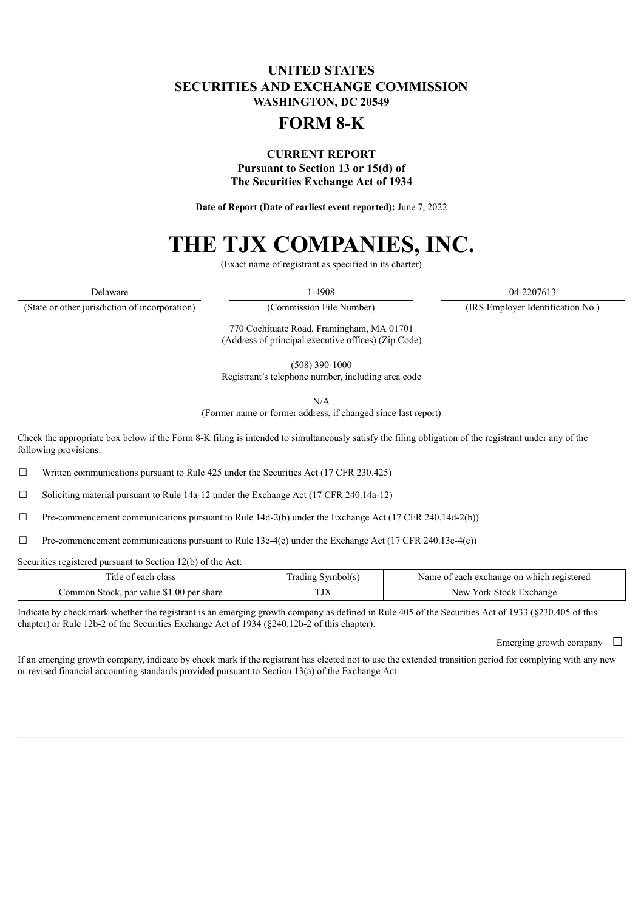**UNITED STATES**
**SECURITIES AND EXCHANGE COMMISSION**
**WASHINGTON, DC 20549**

# FORM 8-K

**CURRENT REPORT**
**Pursuant to Section 13 or 15(d) of**
**The Securities Exchange Act of 1934**

**Date of Report (Date of earliest event reported):** June 7, 2022

# THE TJX COMPANIES, INC.

(Exact name of registrant as specified in its charter)

| Delaware | 1-4908 | 04-2207613 |
|---|---|---|
| (State or other jurisdiction of incorporation) | (Commission File Number) | (IRS Employer Identification No.) |

770 Cochituate Road, Framingham, MA 01701
(Address of principal executive offices) (Zip Code)

(508) 390-1000
Registrant's telephone number, including area code

N/A
(Former name or former address, if changed since last report)

Check the appropriate box below if the Form 8-K filing is intended to simultaneously satisfy the filing obligation of the registrant under any of the following provisions:

☐ Written communications pursuant to Rule 425 under the Securities Act (17 CFR 230.425)

☐ Soliciting material pursuant to Rule 14a-12 under the Exchange Act (17 CFR 240.14a-12)

☐ Pre-commencement communications pursuant to Rule 14d-2(b) under the Exchange Act (17 CFR 240.14d-2(b))

☐ Pre-commencement communications pursuant to Rule 13e-4(c) under the Exchange Act (17 CFR 240.13e-4(c))

Securities registered pursuant to Section 12(b) of the Act:

| Title of each class | Trading Symbol(s) | Name of each exchange on which registered |
|---|---|---|
| Common Stock, par value $1.00 per share | TJX | New York Stock Exchange |

Indicate by check mark whether the registrant is an emerging growth company as defined in Rule 405 of the Securities Act of 1933 (§230.405 of this chapter) or Rule 12b-2 of the Securities Exchange Act of 1934 (§240.12b-2 of this chapter).

Emerging growth company ☐

If an emerging growth company, indicate by check mark if the registrant has elected not to use the extended transition period for complying with any new or revised financial accounting standards provided pursuant to Section 13(a) of the Exchange Act.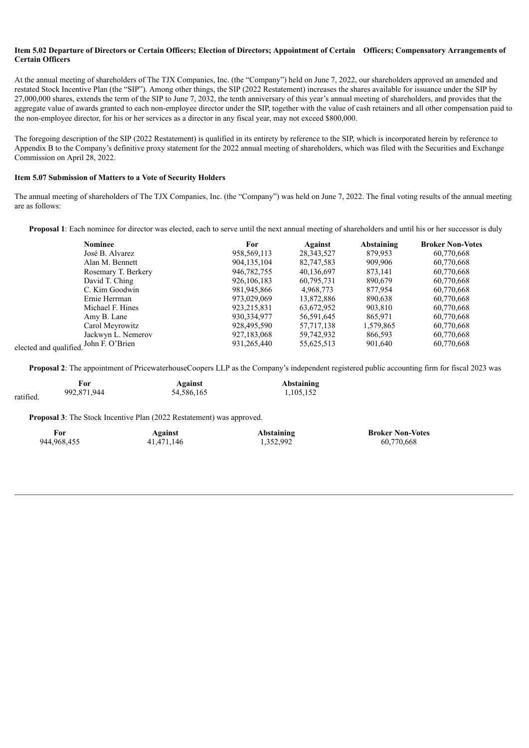**Item 5.02 Departure of Directors or Certain Officers; Election of Directors; Appointment of Certain Officers; Compensatory Arrangements of Certain Officers**

At the annual meeting of shareholders of The TJX Companies, Inc. (the "Company") held on June 7, 2022, our shareholders approved an amended and restated Stock Incentive Plan (the "SIP"). Among other things, the SIP (2022 Restatement) increases the shares available for issuance under the SIP by 27,000,000 shares, extends the term of the SIP to June 7, 2032, the tenth anniversary of this year's annual meeting of shareholders, and provides that the aggregate value of awards granted to each non-employee director under the SIP, together with the value of cash retainers and all other compensation paid to the non-employee director, for his or her services as a director in any fiscal year, may not exceed $800,000.

The foregoing description of the SIP (2022 Restatement) is qualified in its entirety by reference to the SIP, which is incorporated herein by reference to Appendix B to the Company's definitive proxy statement for the 2022 annual meeting of shareholders, which was filed with the Securities and Exchange Commission on April 28, 2022.

**Item 5.07 Submission of Matters to a Vote of Security Holders**

The annual meeting of shareholders of The TJX Companies, Inc. (the "Company") was held on June 7, 2022. The final voting results of the annual meeting are as follows:

**Proposal 1**: Each nominee for director was elected, each to serve until the next annual meeting of shareholders and until his or her successor is duly elected and qualified.

| Nominee | For | Against | Abstaining | Broker Non-Votes |
|---|---|---|---|---|
| José B. Alvarez | 958,569,113 | 28,343,527 | 879,953 | 60,770,668 |
| Alan M. Bennett | 904,135,104 | 82,747,583 | 909,906 | 60,770,668 |
| Rosemary T. Berkery | 946,782,755 | 40,136,697 | 873,141 | 60,770,668 |
| David T. Ching | 926,106,183 | 60,795,731 | 890,679 | 60,770,668 |
| C. Kim Goodwin | 981,945,866 | 4,968,773 | 877,954 | 60,770,668 |
| Ernie Herrman | 973,029,069 | 13,872,886 | 890,638 | 60,770,668 |
| Michael F. Hines | 923,215,831 | 63,672,952 | 903,810 | 60,770,668 |
| Amy B. Lane | 930,334,977 | 56,591,645 | 865,971 | 60,770,668 |
| Carol Meyrowitz | 928,495,590 | 57,717,138 | 1,579,865 | 60,770,668 |
| Jackwyn L. Nemerov | 927,183,068 | 59,742,932 | 866,593 | 60,770,668 |
| John F. O'Brien | 931,265,440 | 55,625,513 | 901,640 | 60,770,668 |

**Proposal 2**: The appointment of PricewaterhouseCoopers LLP as the Company's independent registered public accounting firm for fiscal 2023 was ratified.

| For | Against | Abstaining |
|---|---|---|
| 992,871,944 | 54,586,165 | 1,105,152 |

**Proposal 3**: The Stock Incentive Plan (2022 Restatement) was approved.

| For | Against | Abstaining | Broker Non-Votes |
|---|---|---|---|
| 944,968,455 | 41,471,146 | 1,352,992 | 60,770,668 |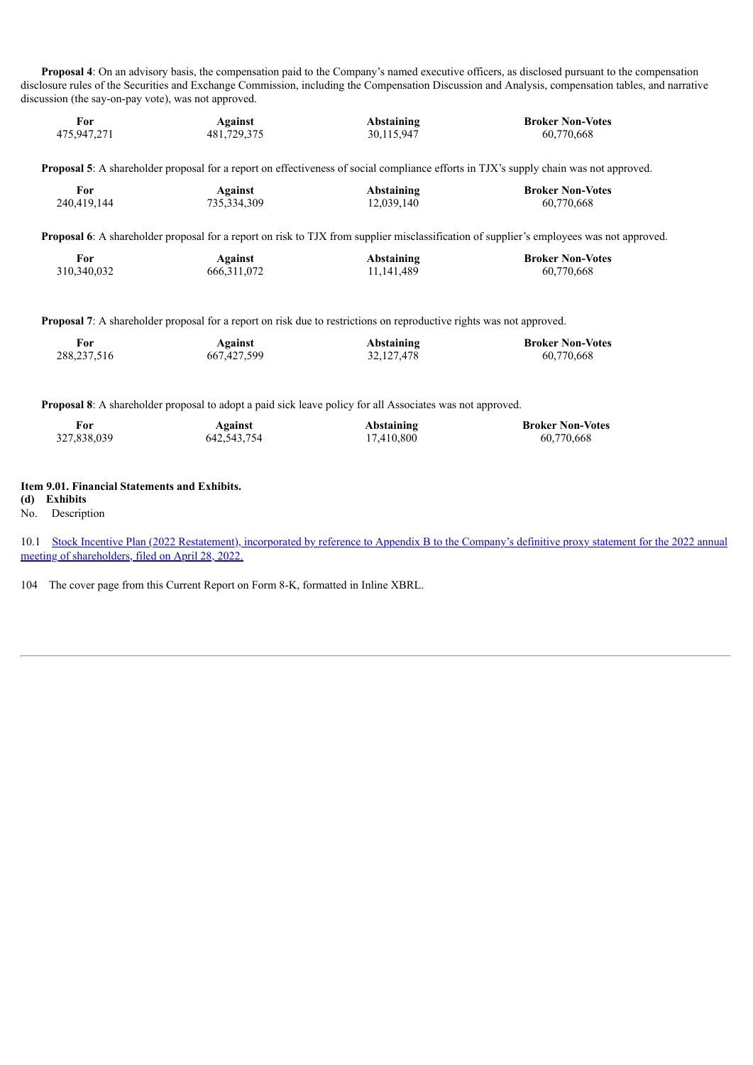**Proposal 4**: On an advisory basis, the compensation paid to the Company's named executive officers, as disclosed pursuant to the compensation disclosure rules of the Securities and Exchange Commission, including the Compensation Discussion and Analysis, compensation tables, and narrative discussion (the say-on-pay vote), was not approved.

| For | Against | Abstaining | Broker Non-Votes |
|---|---|---|---|
| 475,947,271 | 481,729,375 | 30,115,947 | 60,770,668 |

**Proposal 5**: A shareholder proposal for a report on effectiveness of social compliance efforts in TJX's supply chain was not approved.

| For | Against | Abstaining | Broker Non-Votes |
|---|---|---|---|
| 240,419,144 | 735,334,309 | 12,039,140 | 60,770,668 |

**Proposal 6**: A shareholder proposal for a report on risk to TJX from supplier misclassification of supplier's employees was not approved.

| For | Against | Abstaining | Broker Non-Votes |
|---|---|---|---|
| 310,340,032 | 666,311,072 | 11,141,489 | 60,770,668 |

**Proposal 7**: A shareholder proposal for a report on risk due to restrictions on reproductive rights was not approved.

| For | Against | Abstaining | Broker Non-Votes |
|---|---|---|---|
| 288,237,516 | 667,427,599 | 32,127,478 | 60,770,668 |

**Proposal 8**: A shareholder proposal to adopt a paid sick leave policy for all Associates was not approved.

| For | Against | Abstaining | Broker Non-Votes |
|---|---|---|---|
| 327,838,039 | 642,543,754 | 17,410,800 | 60,770,668 |

**Item 9.01. Financial Statements and Exhibits.**

**(d) Exhibits**

| No. | Description |
|---|---|
| 10.1 | Stock Incentive Plan (2022 Restatement), incorporated by reference to Appendix B to the Company's definitive proxy statement for the 2022 annual meeting of shareholders, filed on April 28, 2022. |
| 104 | The cover page from this Current Report on Form 8-K, formatted in Inline XBRL. |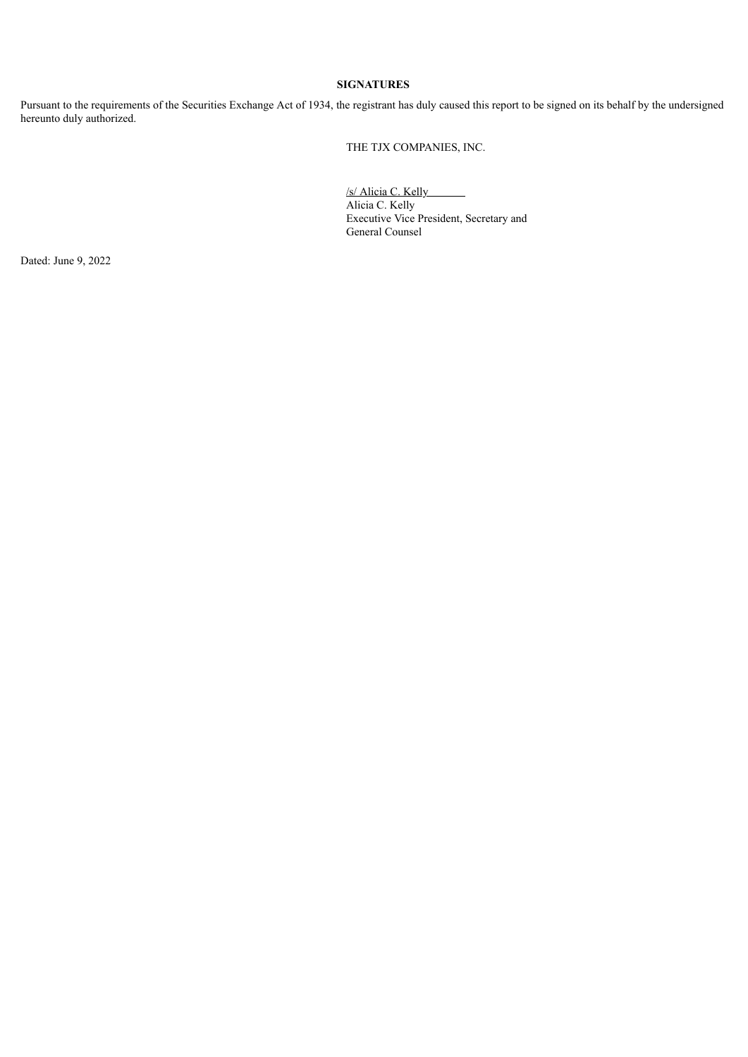**SIGNATURES**

Pursuant to the requirements of the Securities Exchange Act of 1934, the registrant has duly caused this report to be signed on its behalf by the undersigned hereunto duly authorized.

THE TJX COMPANIES, INC.

/s/ Alicia C. Kelly
Alicia C. Kelly
Executive Vice President, Secretary and
General Counsel

Dated: June 9, 2022